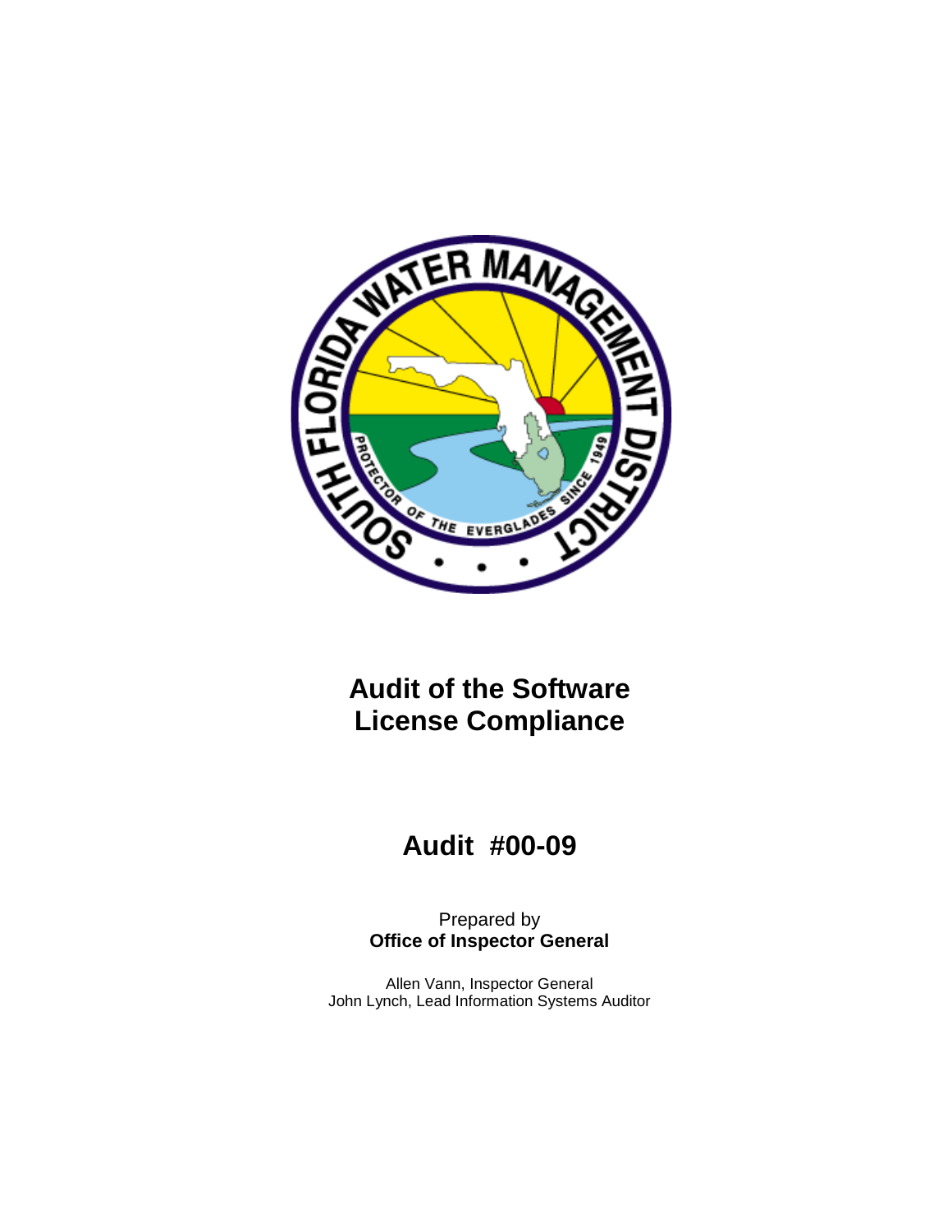# Audit of the Software License Compliance

## Audit #00-09

Prepared by
**Office of Inspector General**

Allen Vann, Inspector General
John Lynch, Lead Information Systems Auditor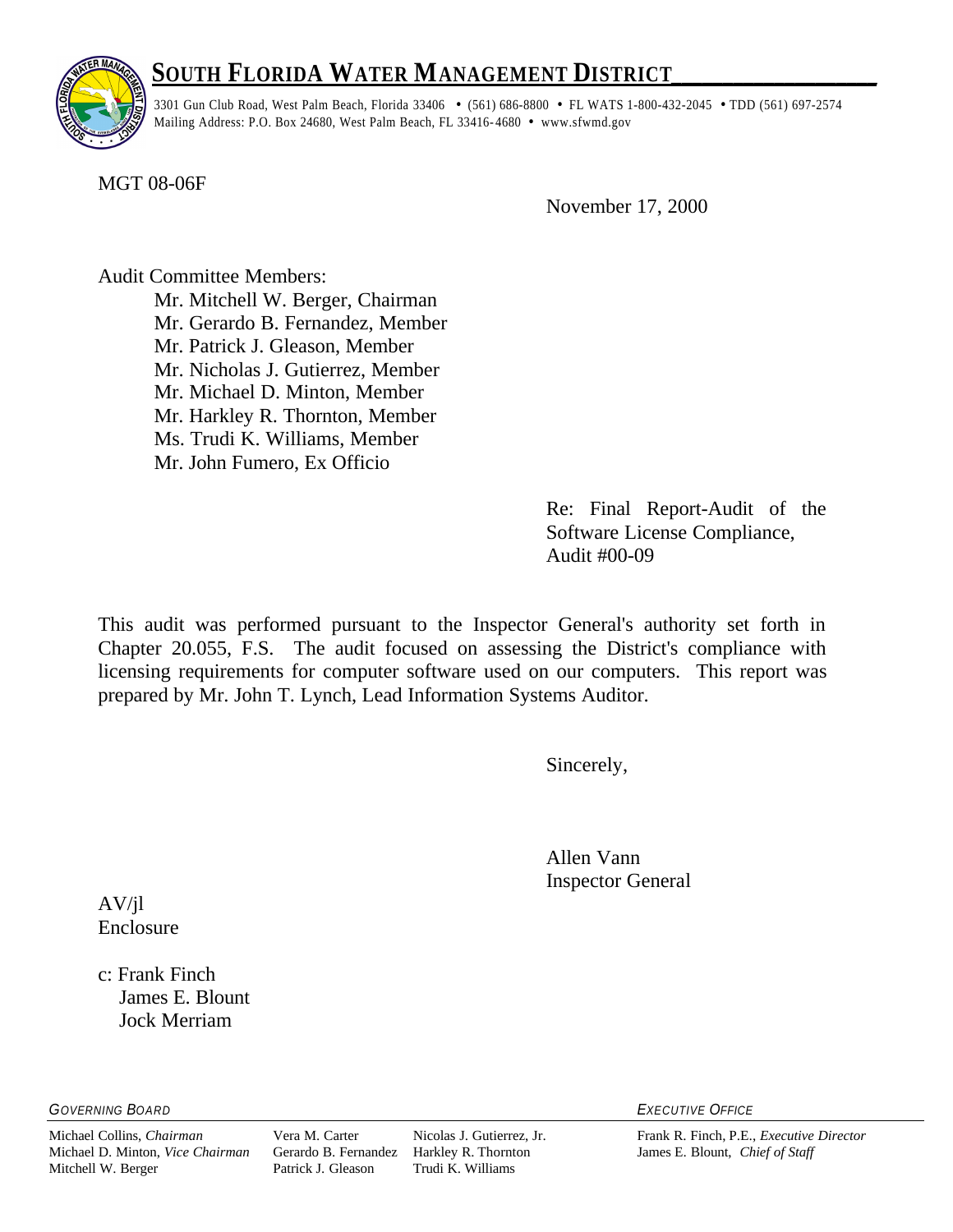# SOUTH FLORIDA WATER MANAGEMENT DISTRICT

3301 Gun Club Road, West Palm Beach, Florida 33406 • (561) 686-8800 • FL WATS 1-800-432-2045 • TDD (561) 697-2574
Mailing Address: P.O. Box 24680, West Palm Beach, FL 33416-4680 • www.sfwmd.gov

MGT 08-06F

November 17, 2000

Audit Committee Members:
Mr. Mitchell W. Berger, Chairman
Mr. Gerardo B. Fernandez, Member
Mr. Patrick J. Gleason, Member
Mr. Nicholas J. Gutierrez, Member
Mr. Michael D. Minton, Member
Mr. Harkley R. Thornton, Member
Ms. Trudi K. Williams, Member
Mr. John Fumero, Ex Officio

Re: Final Report-Audit of the Software License Compliance, Audit #00-09

This audit was performed pursuant to the Inspector General's authority set forth in Chapter 20.055, F.S. The audit focused on assessing the District's compliance with licensing requirements for computer software used on our computers. This report was prepared by Mr. John T. Lynch, Lead Information Systems Auditor.

Sincerely,

Allen Vann
Inspector General

AV/jl
Enclosure

c: Frank Finch
James E. Blount
Jock Merriam

*GOVERNING BOARD*

Michael Collins, *Chairman*
Michael D. Minton, *Vice Chairman*
Mitchell W. Berger
Vera M. Carter
Gerardo B. Fernandez
Patrick J. Gleason
Nicolas J. Gutierrez, Jr.
Harkley R. Thornton
Trudi K. Williams

*EXECUTIVE OFFICE*

Frank R. Finch, P.E., *Executive Director*
James E. Blount, *Chief of Staff*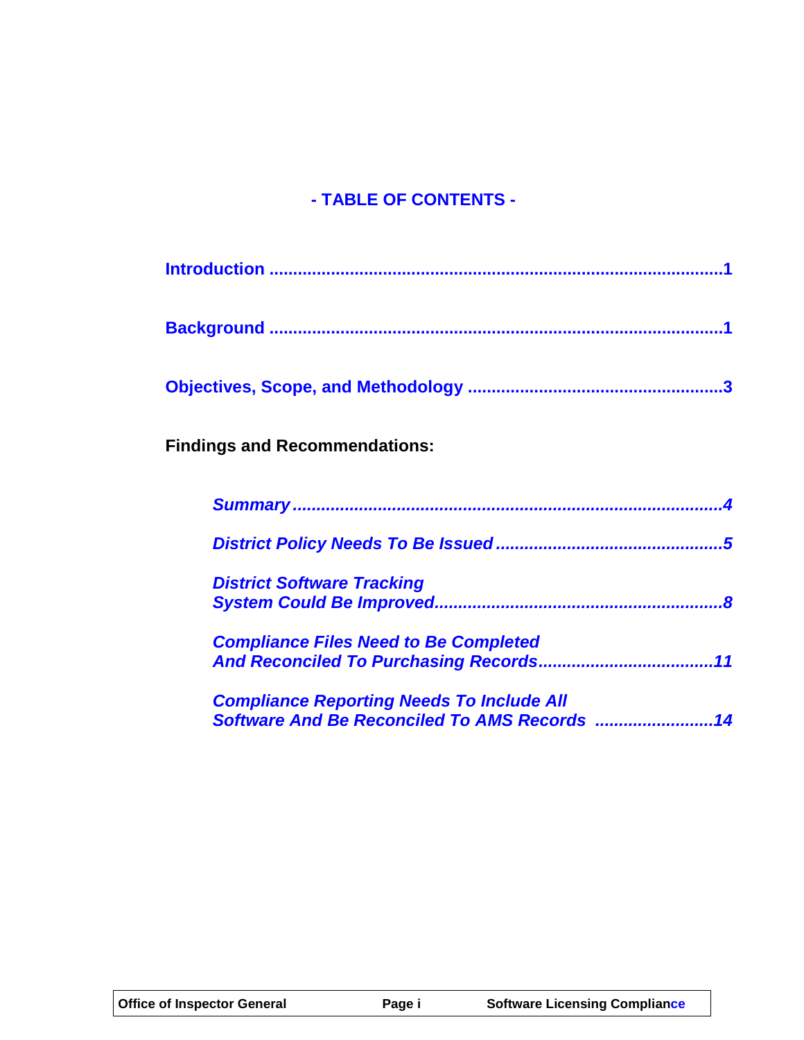# - TABLE OF CONTENTS -

**Introduction ............................................................................................1**

**Background ............................................................................................1**

**Objectives, Scope, and Methodology ....................................................3**

**Findings and Recommendations:**

***Summary ........................................................................................4***

***District Policy Needs To Be Issued ...............................................5***

***District Software Tracking System Could Be Improved.............................................................8***

***Compliance Files Need to Be Completed And Reconciled To Purchasing Records....................................11***

***Compliance Reporting Needs To Include All Software And Be Reconciled To AMS Records .........................14***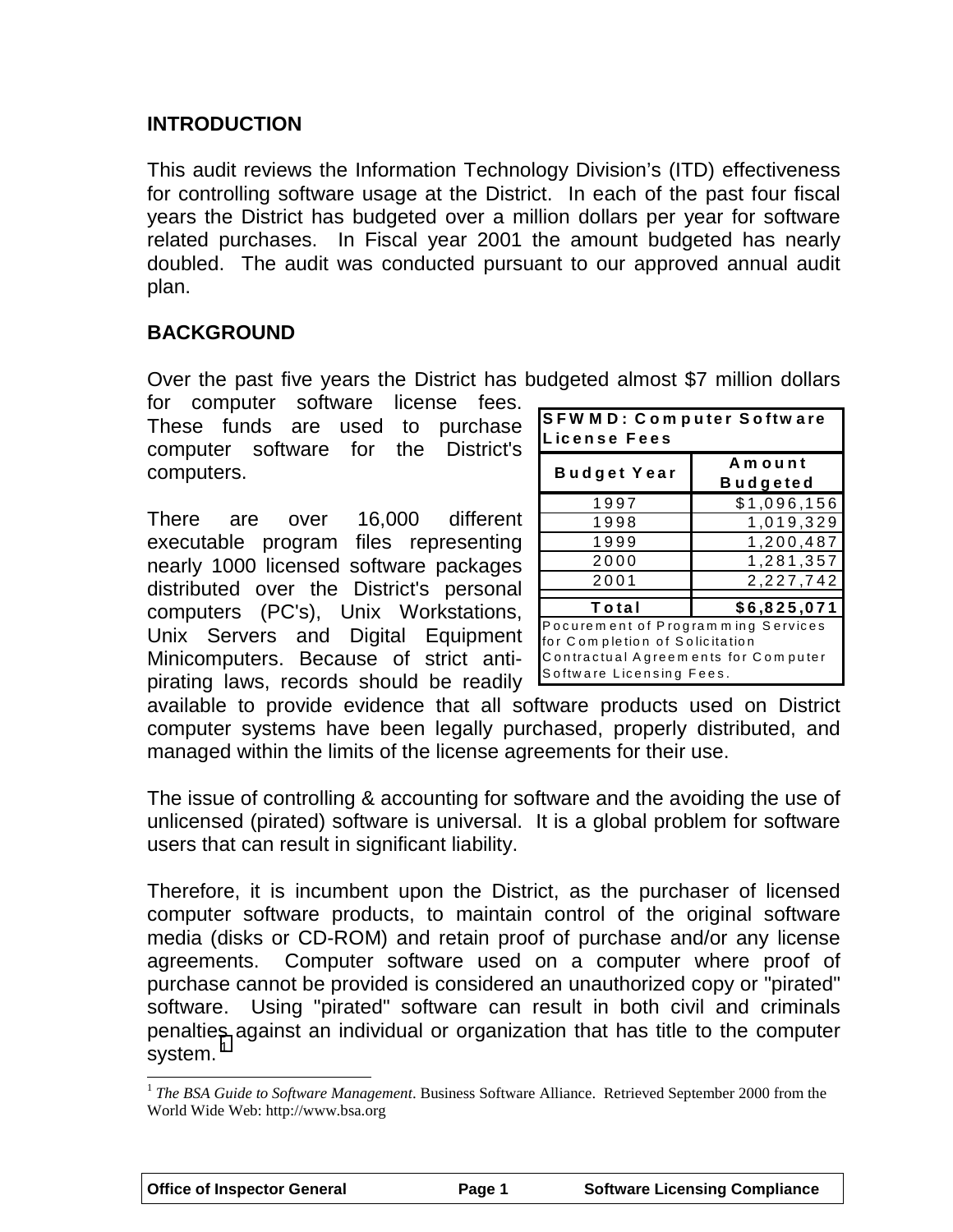## INTRODUCTION

This audit reviews the Information Technology Division's (ITD) effectiveness for controlling software usage at the District. In each of the past four fiscal years the District has budgeted over a million dollars per year for software related purchases. In Fiscal year 2001 the amount budgeted has nearly doubled. The audit was conducted pursuant to our approved annual audit plan.

## BACKGROUND

Over the past five years the District has budgeted almost $7 million dollars for computer software license fees. These funds are used to purchase computer software for the District's computers.

| SFWMD: Computer Software License Fees | |
|---|---|
| **Budget Year** | **Amount Budgeted** |
| 1997 | $1,096,156 |
| 1998 | 1,019,329 |
| 1999 | 1,200,487 |
| 2000 | 1,281,357 |
| 2001 | 2,227,742 |
| **Total** | **$6,825,071** |

Pocurement of Programming Services for Completion of Solicitation Contractual Agreements for Computer Software Licensing Fees.

There are over 16,000 different executable program files representing nearly 1000 licensed software packages distributed over the District's personal computers (PC's), Unix Workstations, Unix Servers and Digital Equipment Minicomputers. Because of strict anti-pirating laws, records should be readily available to provide evidence that all software products used on District computer systems have been legally purchased, properly distributed, and managed within the limits of the license agreements for their use.

The issue of controlling & accounting for software and the avoiding the use of unlicensed (pirated) software is universal. It is a global problem for software users that can result in significant liability.

Therefore, it is incumbent upon the District, as the purchaser of licensed computer software products, to maintain control of the original software media (disks or CD-ROM) and retain proof of purchase and/or any license agreements. Computer software used on a computer where proof of purchase cannot be provided is considered an unauthorized copy or "pirated" software. Using "pirated" software can result in both civil and criminals penalties against an individual or organization that has title to the computer system.[1]

[1] *The BSA Guide to Software Management*. Business Software Alliance. Retrieved September 2000 from the World Wide Web: http://www.bsa.org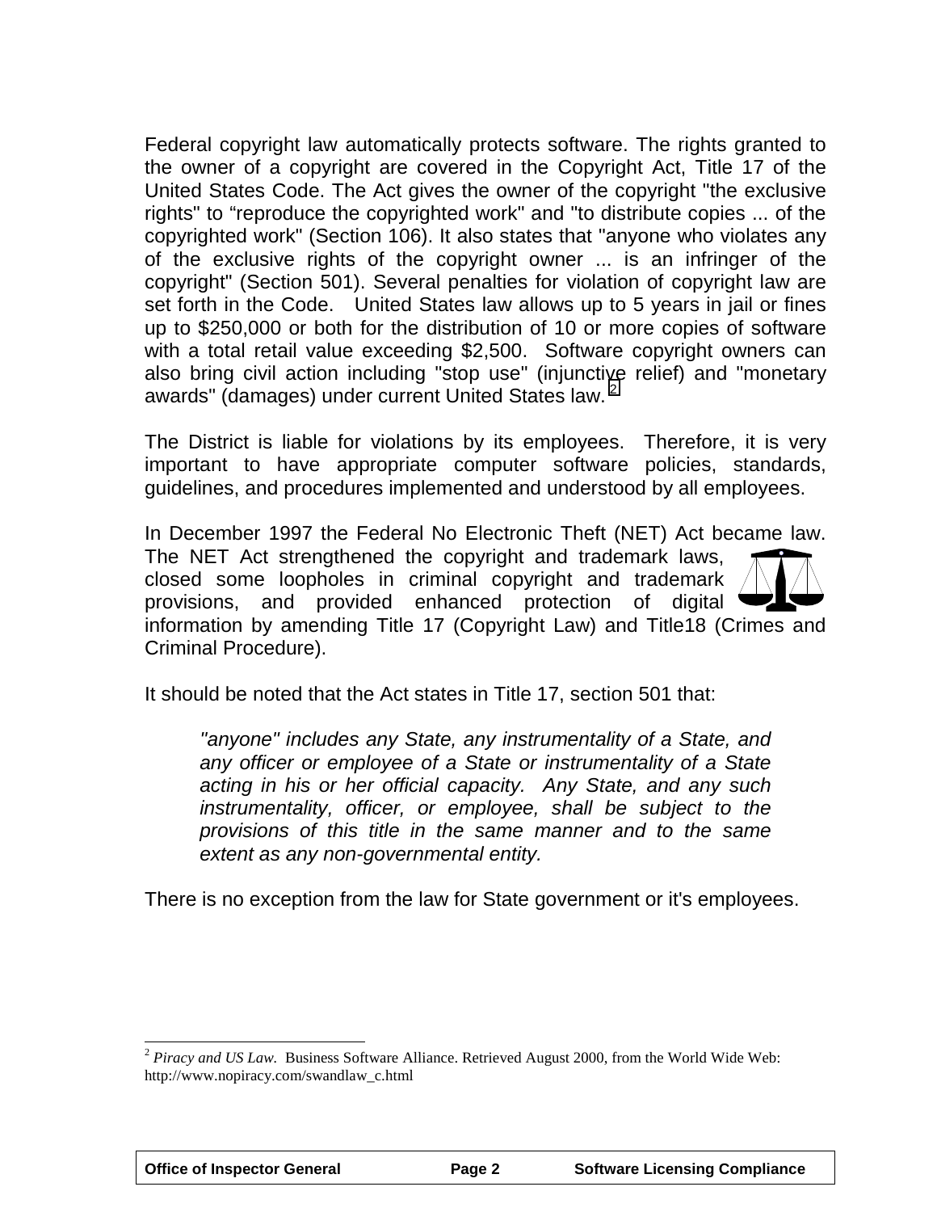Federal copyright law automatically protects software. The rights granted to the owner of a copyright are covered in the Copyright Act, Title 17 of the United States Code. The Act gives the owner of the copyright "the exclusive rights" to “reproduce the copyrighted work" and "to distribute copies ... of the copyrighted work" (Section 106). It also states that "anyone who violates any of the exclusive rights of the copyright owner ... is an infringer of the copyright" (Section 501). Several penalties for violation of copyright law are set forth in the Code. United States law allows up to 5 years in jail or fines up to $250,000 or both for the distribution of 10 or more copies of software with a total retail value exceeding $2,500. Software copyright owners can also bring civil action including "stop use" (injunctive relief) and "monetary awards" (damages) under current United States law.[2]

The District is liable for violations by its employees. Therefore, it is very important to have appropriate computer software policies, standards, guidelines, and procedures implemented and understood by all employees.

In December 1997 the Federal No Electronic Theft (NET) Act became law. The NET Act strengthened the copyright and trademark laws, closed some loopholes in criminal copyright and trademark provisions, and provided enhanced protection of digital information by amending Title 17 (Copyright Law) and Title18 (Crimes and Criminal Procedure).

It should be noted that the Act states in Title 17, section 501 that:

> *"anyone" includes any State, any instrumentality of a State, and any officer or employee of a State or instrumentality of a State acting in his or her official capacity. Any State, and any such instrumentality, officer, or employee, shall be subject to the provisions of this title in the same manner and to the same extent as any non-governmental entity.*

There is no exception from the law for State government or it's employees.

---

[2] *Piracy and US Law.* Business Software Alliance. Retrieved August 2000, from the World Wide Web: http://www.nopiracy.com/swandlaw_c.html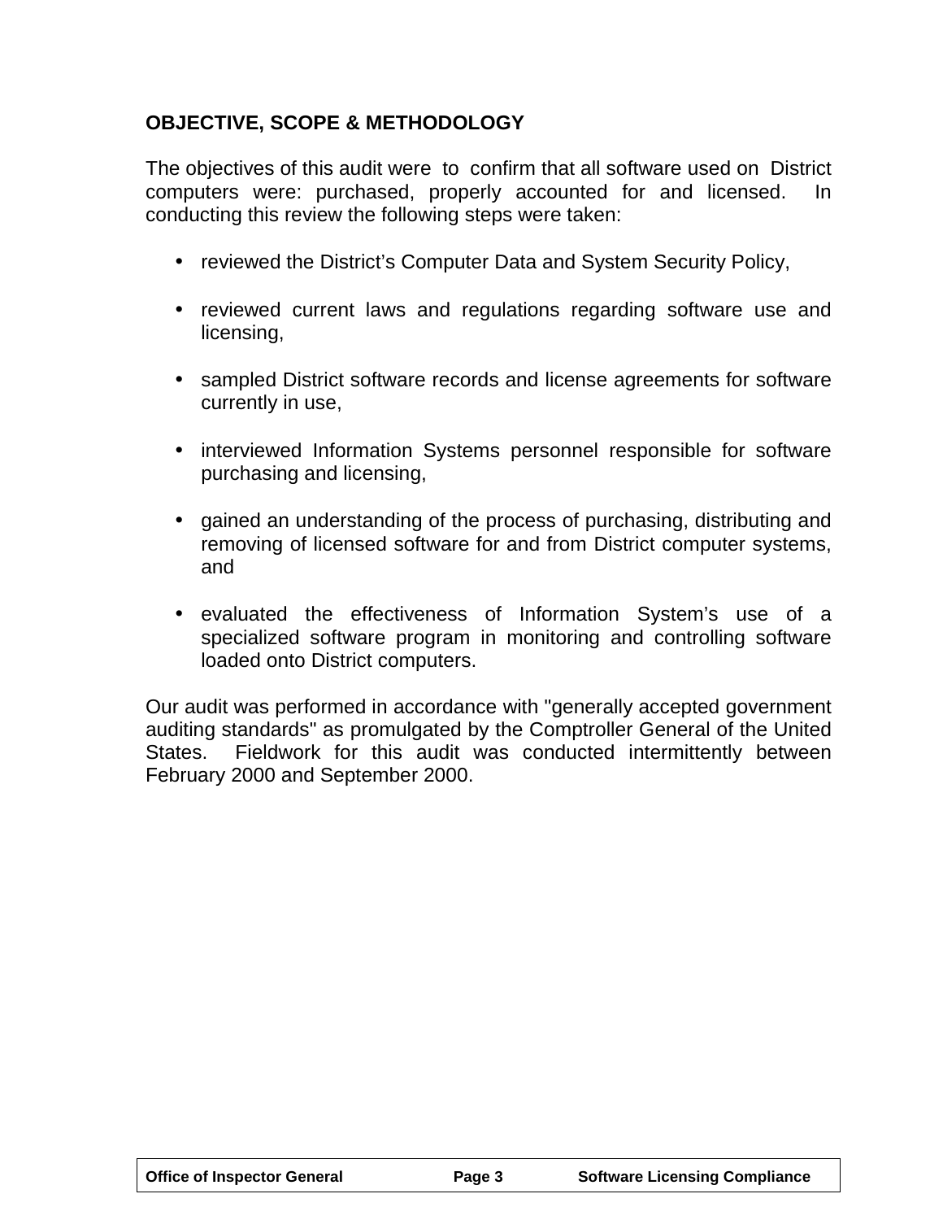## OBJECTIVE, SCOPE & METHODOLOGY

The objectives of this audit were to confirm that all software used on District computers were: purchased, properly accounted for and licensed. In conducting this review the following steps were taken:

- reviewed the District's Computer Data and System Security Policy,
- reviewed current laws and regulations regarding software use and licensing,
- sampled District software records and license agreements for software currently in use,
- interviewed Information Systems personnel responsible for software purchasing and licensing,
- gained an understanding of the process of purchasing, distributing and removing of licensed software for and from District computer systems, and
- evaluated the effectiveness of Information System's use of a specialized software program in monitoring and controlling software loaded onto District computers.

Our audit was performed in accordance with "generally accepted government auditing standards" as promulgated by the Comptroller General of the United States. Fieldwork for this audit was conducted intermittently between February 2000 and September 2000.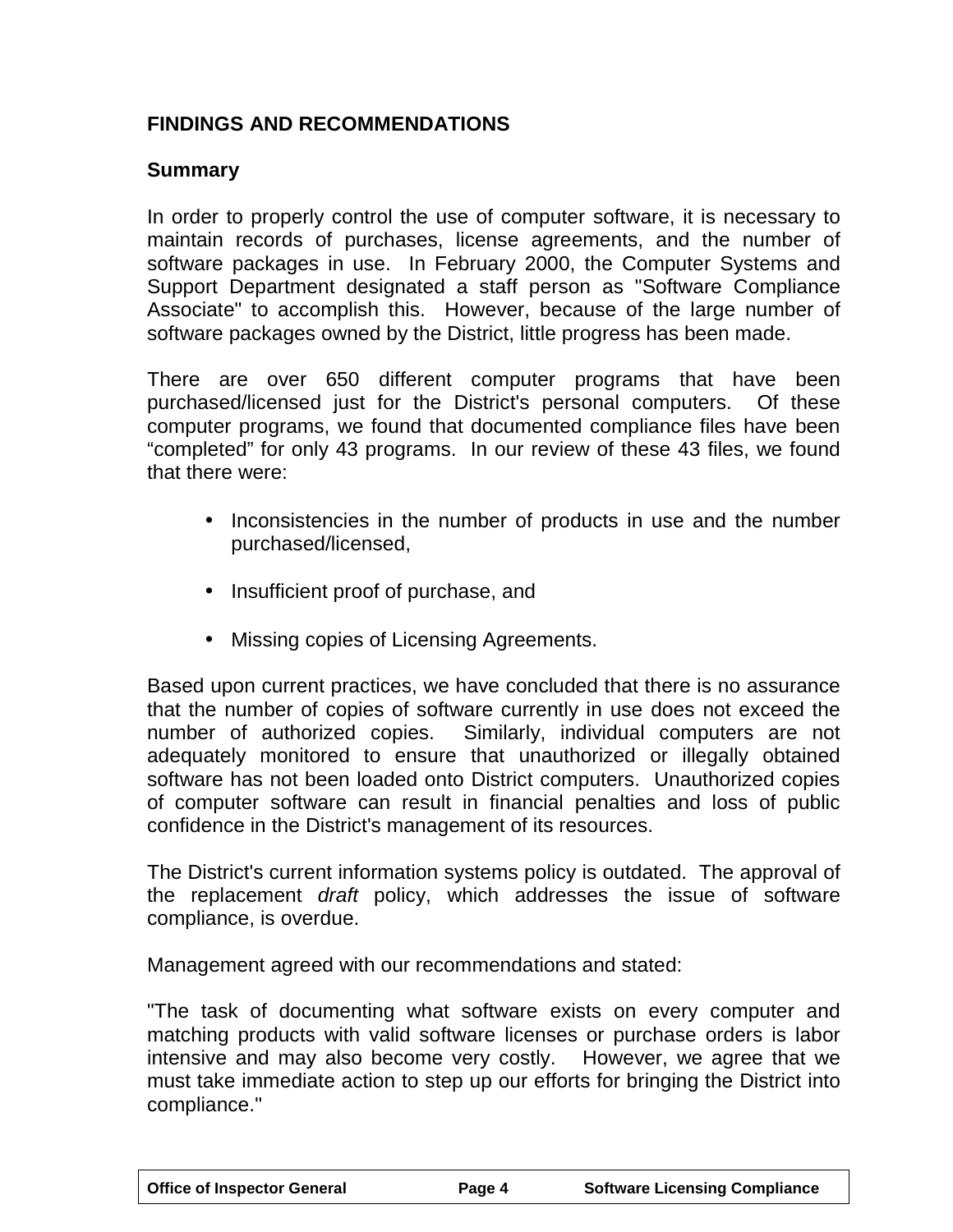## FINDINGS AND RECOMMENDATIONS

### Summary

In order to properly control the use of computer software, it is necessary to maintain records of purchases, license agreements, and the number of software packages in use. In February 2000, the Computer Systems and Support Department designated a staff person as "Software Compliance Associate" to accomplish this. However, because of the large number of software packages owned by the District, little progress has been made.

There are over 650 different computer programs that have been purchased/licensed just for the District's personal computers. Of these computer programs, we found that documented compliance files have been "completed" for only 43 programs. In our review of these 43 files, we found that there were:

- Inconsistencies in the number of products in use and the number purchased/licensed,
- Insufficient proof of purchase, and
- Missing copies of Licensing Agreements.

Based upon current practices, we have concluded that there is no assurance that the number of copies of software currently in use does not exceed the number of authorized copies. Similarly, individual computers are not adequately monitored to ensure that unauthorized or illegally obtained software has not been loaded onto District computers. Unauthorized copies of computer software can result in financial penalties and loss of public confidence in the District's management of its resources.

The District's current information systems policy is outdated. The approval of the replacement *draft* policy, which addresses the issue of software compliance, is overdue.

Management agreed with our recommendations and stated:

"The task of documenting what software exists on every computer and matching products with valid software licenses or purchase orders is labor intensive and may also become very costly. However, we agree that we must take immediate action to step up our efforts for bringing the District into compliance."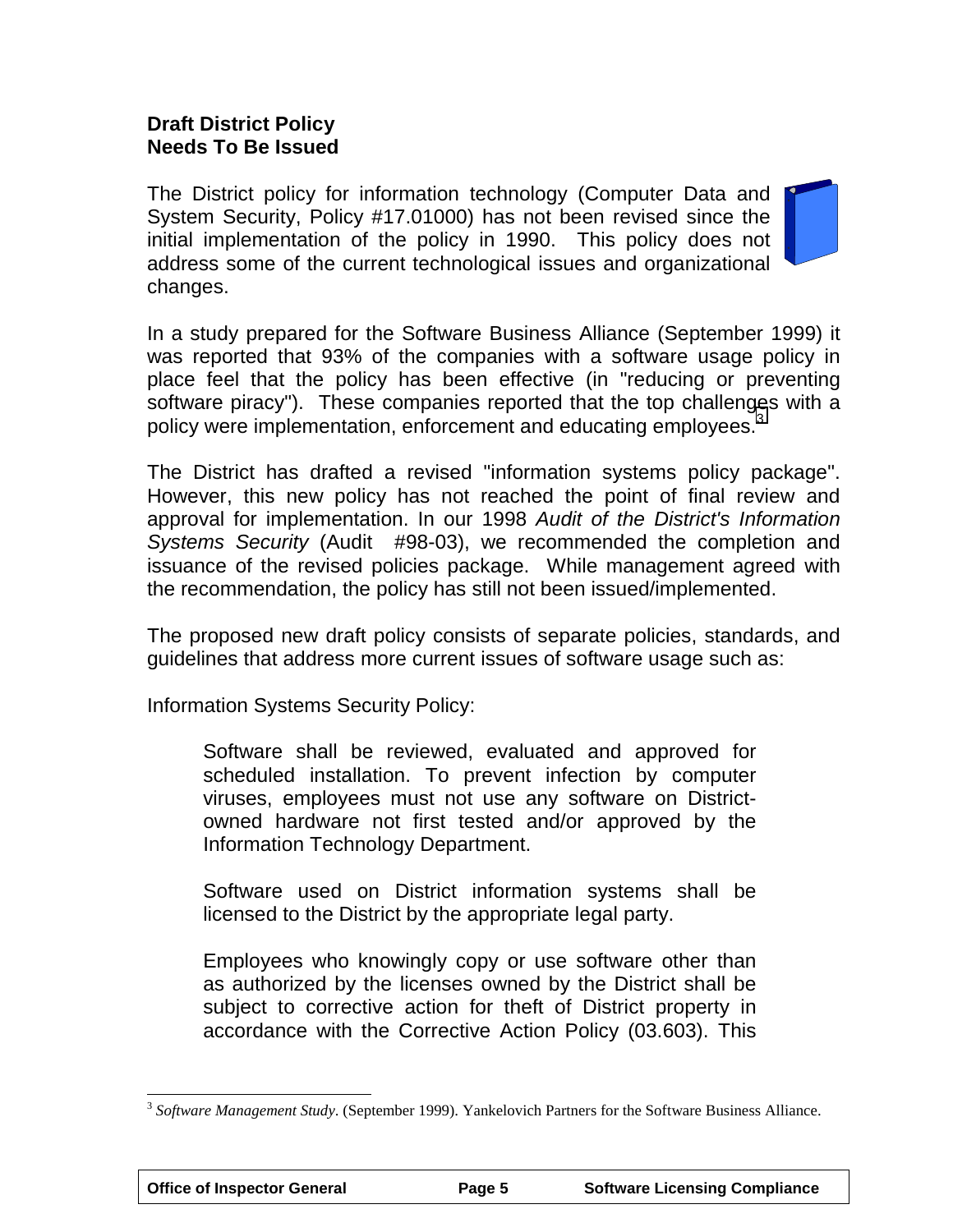## Draft District Policy Needs To Be Issued

The District policy for information technology (Computer Data and System Security, Policy #17.01000) has not been revised since the initial implementation of the policy in 1990. This policy does not address some of the current technological issues and organizational changes.

In a study prepared for the Software Business Alliance (September 1999) it was reported that 93% of the companies with a software usage policy in place feel that the policy has been effective (in "reducing or preventing software piracy"). These companies reported that the top challenges with a policy were implementation, enforcement and educating employees.[3]

The District has drafted a revised "information systems policy package". However, this new policy has not reached the point of final review and approval for implementation. In our 1998 *Audit of the District's Information Systems Security* (Audit #98-03), we recommended the completion and issuance of the revised policies package. While management agreed with the recommendation, the policy has still not been issued/implemented.

The proposed new draft policy consists of separate policies, standards, and guidelines that address more current issues of software usage such as:

Information Systems Security Policy:

> Software shall be reviewed, evaluated and approved for scheduled installation. To prevent infection by computer viruses, employees must not use any software on District-owned hardware not first tested and/or approved by the Information Technology Department.
>
> Software used on District information systems shall be licensed to the District by the appropriate legal party.
>
> Employees who knowingly copy or use software other than as authorized by the licenses owned by the District shall be subject to corrective action for theft of District property in accordance with the Corrective Action Policy (03.603). This

---

[3] *Software Management Study*. (September 1999). Yankelovich Partners for the Software Business Alliance.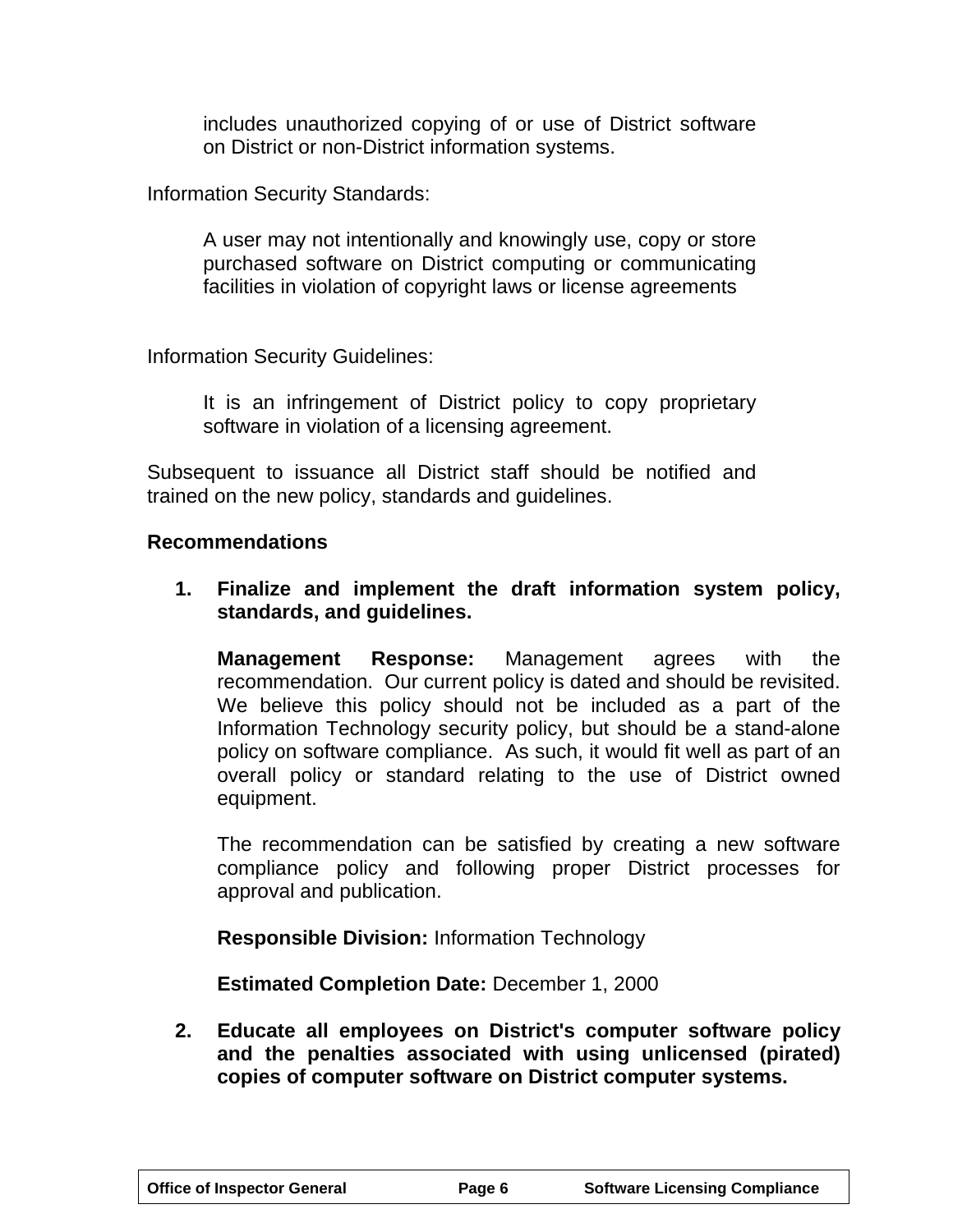includes unauthorized copying of or use of District software on District or non-District information systems.

Information Security Standards:

> A user may not intentionally and knowingly use, copy or store purchased software on District computing or communicating facilities in violation of copyright laws or license agreements

Information Security Guidelines:

> It is an infringement of District policy to copy proprietary software in violation of a licensing agreement.

Subsequent to issuance all District staff should be notified and trained on the new policy, standards and guidelines.

**Recommendations**

1. **Finalize and implement the draft information system policy, standards, and guidelines.**

   **Management Response:** Management agrees with the recommendation. Our current policy is dated and should be revisited. We believe this policy should not be included as a part of the Information Technology security policy, but should be a stand-alone policy on software compliance. As such, it would fit well as part of an overall policy or standard relating to the use of District owned equipment.

   The recommendation can be satisfied by creating a new software compliance policy and following proper District processes for approval and publication.

   **Responsible Division:** Information Technology

   **Estimated Completion Date:** December 1, 2000

2. **Educate all employees on District's computer software policy and the penalties associated with using unlicensed (pirated) copies of computer software on District computer systems.**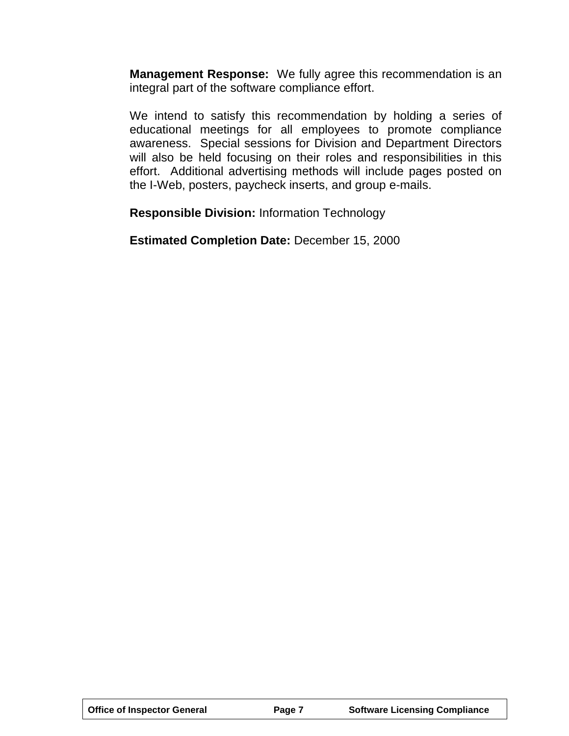**Management Response:** We fully agree this recommendation is an integral part of the software compliance effort.

We intend to satisfy this recommendation by holding a series of educational meetings for all employees to promote compliance awareness. Special sessions for Division and Department Directors will also be held focusing on their roles and responsibilities in this effort. Additional advertising methods will include pages posted on the I-Web, posters, paycheck inserts, and group e-mails.

**Responsible Division:** Information Technology

**Estimated Completion Date:** December 15, 2000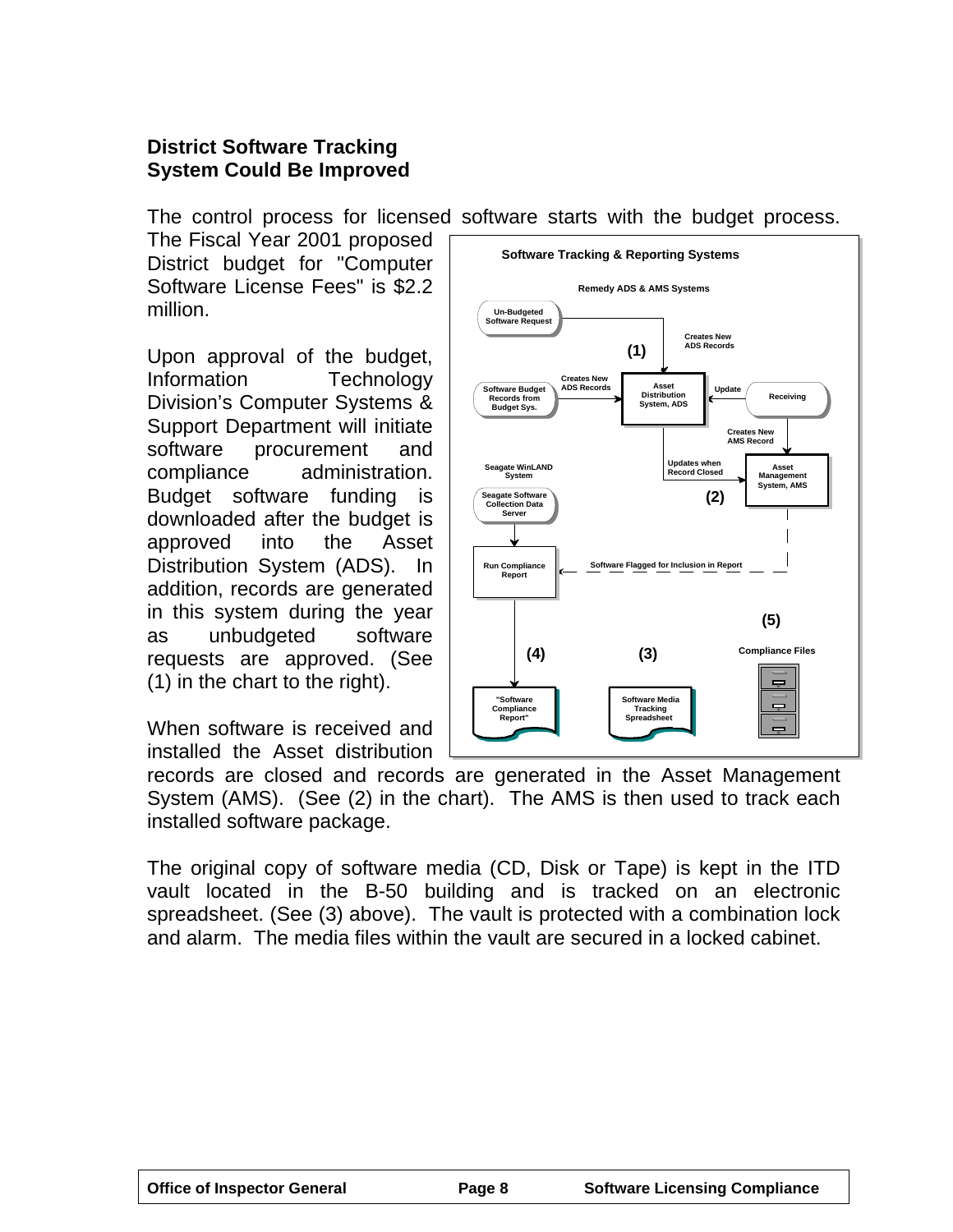## District Software Tracking System Could Be Improved

The control process for licensed software starts with the budget process. The Fiscal Year 2001 proposed District budget for "Computer Software License Fees" is $2.2 million.

Upon approval of the budget, Information Technology Division's Computer Systems & Support Department will initiate software procurement and compliance administration. Budget software funding is downloaded after the budget is approved into the Asset Distribution System (ADS). In addition, records are generated in this system during the year as unbudgeted software requests are approved. (See (1) in the chart to the right).

**Software Tracking & Reporting Systems**

**Remedy ADS & AMS Systems**

- Un-Budgeted Software Request → Creates New ADS Records → Asset Distribution System, ADS **(1)**
- Software Budget Records from Budget Sys. → Creates New ADS Records → Asset Distribution System, ADS
- Receiving → Update → Asset Distribution System, ADS
- Receiving → Creates New AMS Record → Asset Management System, AMS
- Asset Distribution System, ADS → Updates when Record Closed → Asset Management System, AMS **(2)**
- Seagate WinLAND System: Seagate Software Collection Data Server → Run Compliance Report
- Asset Management System, AMS → Software Flagged for Inclusion in Report → Run Compliance Report
- Run Compliance Report → "Software Compliance Report" **(4)**
- Software Media Tracking Spreadsheet **(3)**
- Compliance Files **(5)**

When software is received and installed the Asset distribution records are closed and records are generated in the Asset Management System (AMS). (See (2) in the chart). The AMS is then used to track each installed software package.

The original copy of software media (CD, Disk or Tape) is kept in the ITD vault located in the B-50 building and is tracked on an electronic spreadsheet. (See (3) above). The vault is protected with a combination lock and alarm. The media files within the vault are secured in a locked cabinet.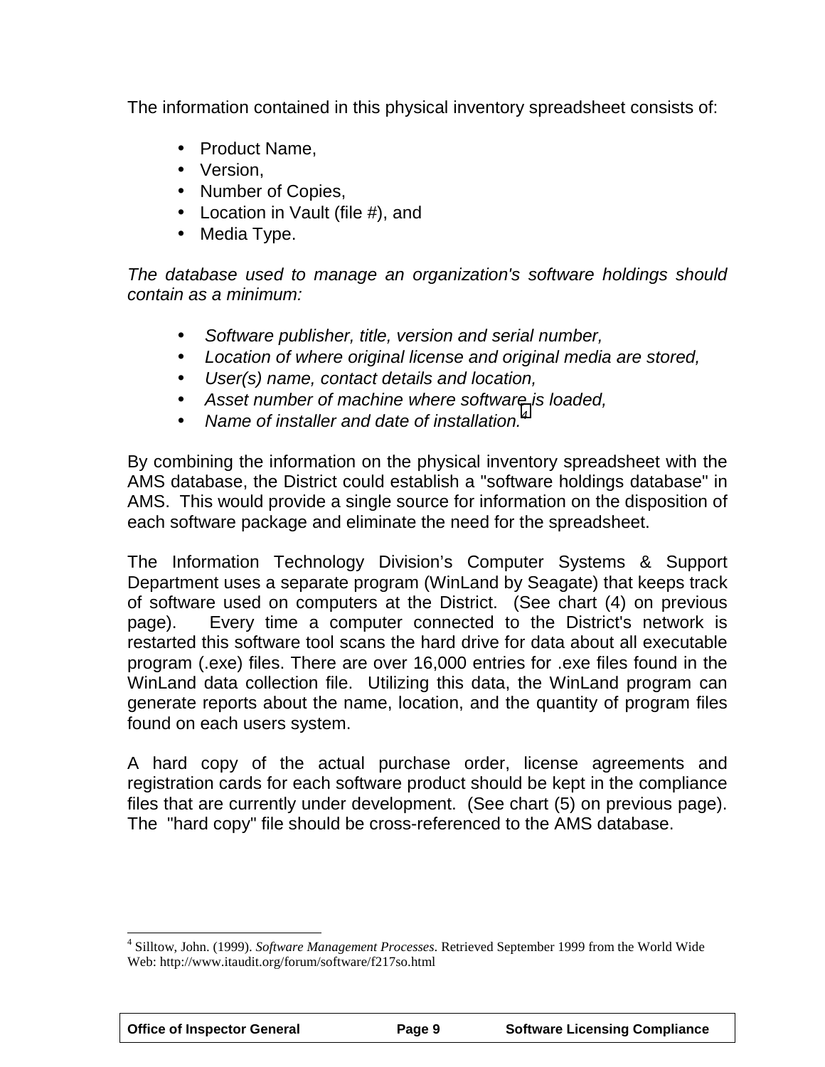The information contained in this physical inventory spreadsheet consists of:

- Product Name,
- Version,
- Number of Copies,
- Location in Vault (file #), and
- Media Type.

*The database used to manage an organization's software holdings should contain as a minimum:*

- *Software publisher, title, version and serial number,*
- *Location of where original license and original media are stored,*
- *User(s) name, contact details and location,*
- *Asset number of machine where software is loaded,*
- *Name of installer and date of installation.*[4]

By combining the information on the physical inventory spreadsheet with the AMS database, the District could establish a "software holdings database" in AMS. This would provide a single source for information on the disposition of each software package and eliminate the need for the spreadsheet.

The Information Technology Division's Computer Systems & Support Department uses a separate program (WinLand by Seagate) that keeps track of software used on computers at the District. (See chart (4) on previous page). Every time a computer connected to the District's network is restarted this software tool scans the hard drive for data about all executable program (.exe) files. There are over 16,000 entries for .exe files found in the WinLand data collection file. Utilizing this data, the WinLand program can generate reports about the name, location, and the quantity of program files found on each users system.

A hard copy of the actual purchase order, license agreements and registration cards for each software product should be kept in the compliance files that are currently under development. (See chart (5) on previous page). The "hard copy" file should be cross-referenced to the AMS database.

---

[4] Silltow, John. (1999). *Software Management Processes*. Retrieved September 1999 from the World Wide Web: http://www.itaudit.org/forum/software/f217so.html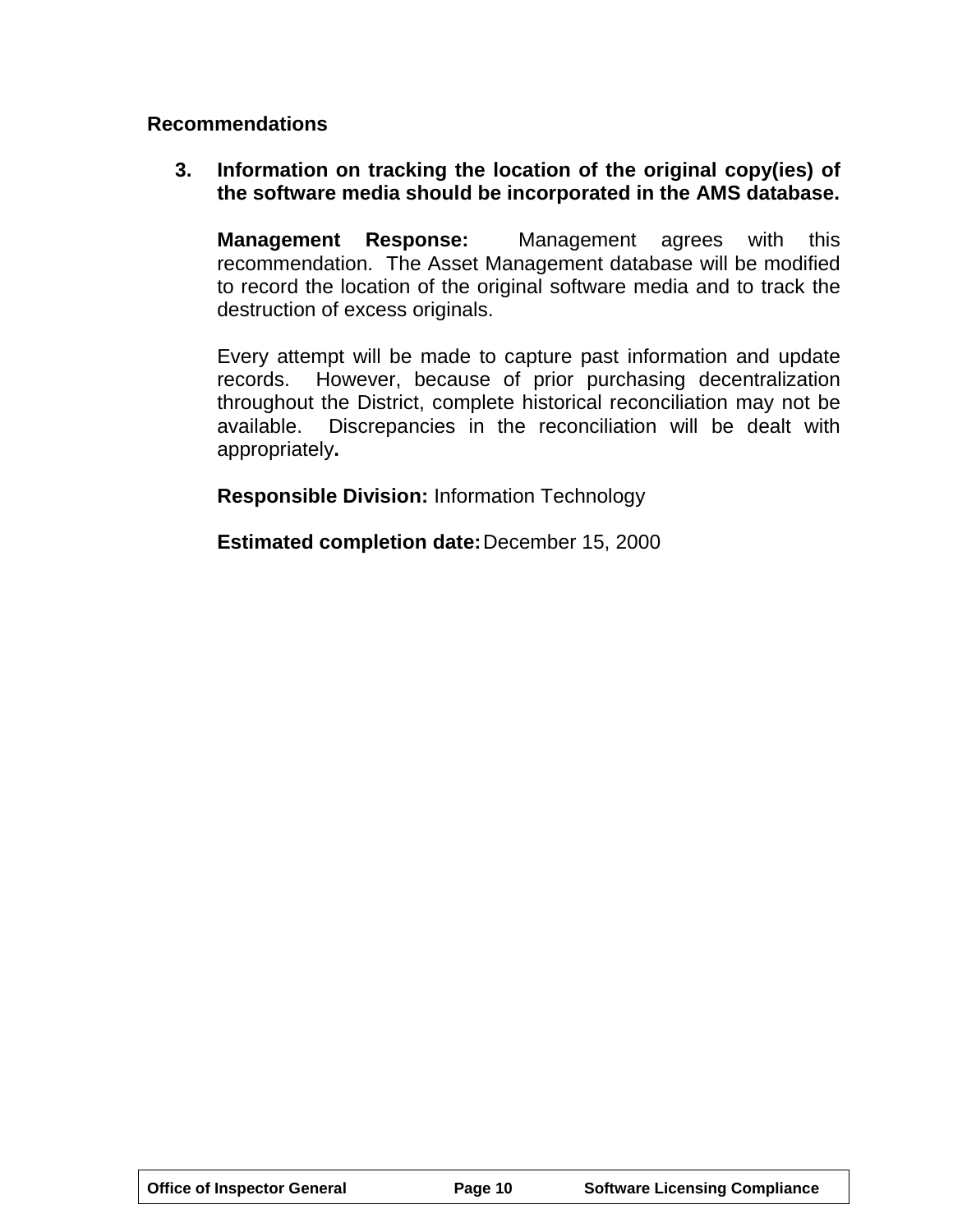**Recommendations**

3. **Information on tracking the location of the original copy(ies) of the software media should be incorporated in the AMS database.**

   **Management Response:** Management agrees with this recommendation. The Asset Management database will be modified to record the location of the original software media and to track the destruction of excess originals.

   Every attempt will be made to capture past information and update records. However, because of prior purchasing decentralization throughout the District, complete historical reconciliation may not be available. Discrepancies in the reconciliation will be dealt with appropriately**.**

   **Responsible Division:** Information Technology

   **Estimated completion date:** December 15, 2000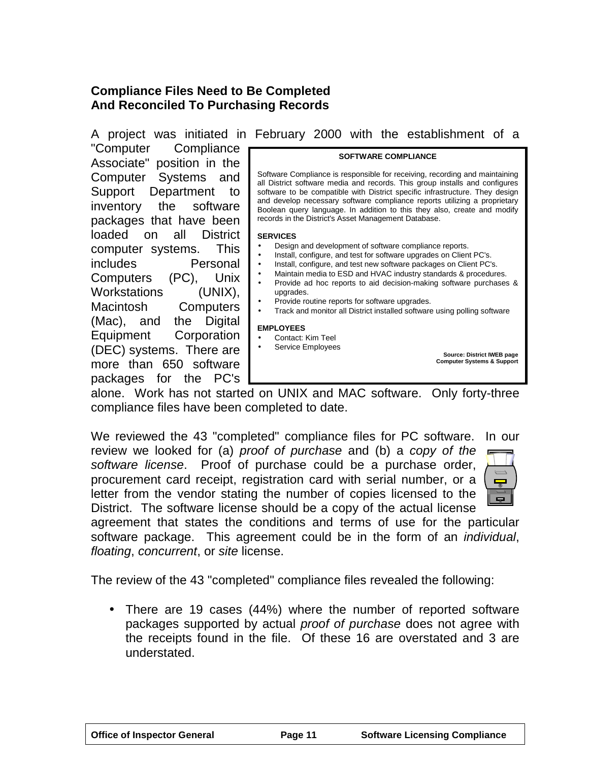## Compliance Files Need to Be Completed And Reconciled To Purchasing Records

A project was initiated in February 2000 with the establishment of a "Computer Compliance Associate" position in the Computer Systems and Support Department to inventory the software packages that have been loaded on all District computer systems. This includes Personal Computers (PC), Unix Workstations (UNIX), Macintosh Computers (Mac), and the Digital Equipment Corporation (DEC) systems. There are more than 650 software packages for the PC's alone. Work has not started on UNIX and MAC software. Only forty-three compliance files have been completed to date.

> **SOFTWARE COMPLIANCE**
>
> Software Compliance is responsible for receiving, recording and maintaining all District software media and records. This group installs and configures software to be compatible with District specific infrastructure. They design and develop necessary software compliance reports utilizing a proprietary Boolean query language. In addition to this they also, create and modify records in the District's Asset Management Database.
>
> **SERVICES**
>
> - Design and development of software compliance reports.
> - Install, configure, and test for software upgrades on Client PC's.
> - Install, configure, and test new software packages on Client PC's.
> - Maintain media to ESD and HVAC industry standards & procedures.
> - Provide ad hoc reports to aid decision-making software purchases & upgrades.
> - Provide routine reports for software upgrades.
> - Track and monitor all District installed software using polling software
>
> **EMPLOYEES**
>
> - Contact: Kim Teel
> - Service Employees
>
> **Source: District IWEB page Computer Systems & Support**

We reviewed the 43 "completed" compliance files for PC software. In our review we looked for (a) *proof of purchase* and (b) a *copy of the software license*. Proof of purchase could be a purchase order, procurement card receipt, registration card with serial number, or a letter from the vendor stating the number of copies licensed to the District. The software license should be a copy of the actual license agreement that states the conditions and terms of use for the particular software package. This agreement could be in the form of an *individual*, *floating*, *concurrent*, or *site* license.

The review of the 43 "completed" compliance files revealed the following:

- There are 19 cases (44%) where the number of reported software packages supported by actual *proof of purchase* does not agree with the receipts found in the file. Of these 16 are overstated and 3 are understated.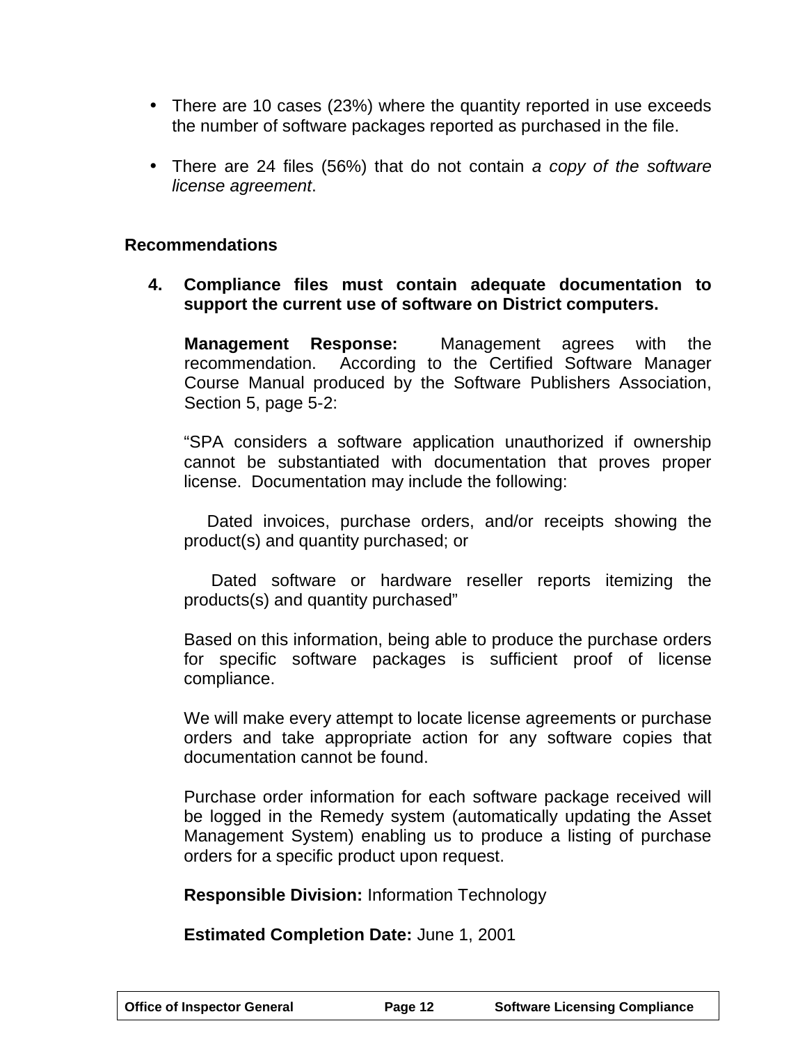- There are 10 cases (23%) where the quantity reported in use exceeds the number of software packages reported as purchased in the file.

- There are 24 files (56%) that do not contain *a copy of the software license agreement*.

### Recommendations

**4. Compliance files must contain adequate documentation to support the current use of software on District computers.**

**Management Response:** Management agrees with the recommendation. According to the Certified Software Manager Course Manual produced by the Software Publishers Association, Section 5, page 5-2:

"SPA considers a software application unauthorized if ownership cannot be substantiated with documentation that proves proper license. Documentation may include the following:

Dated invoices, purchase orders, and/or receipts showing the product(s) and quantity purchased; or

Dated software or hardware reseller reports itemizing the products(s) and quantity purchased"

Based on this information, being able to produce the purchase orders for specific software packages is sufficient proof of license compliance.

We will make every attempt to locate license agreements or purchase orders and take appropriate action for any software copies that documentation cannot be found.

Purchase order information for each software package received will be logged in the Remedy system (automatically updating the Asset Management System) enabling us to produce a listing of purchase orders for a specific product upon request.

**Responsible Division:** Information Technology

**Estimated Completion Date:** June 1, 2001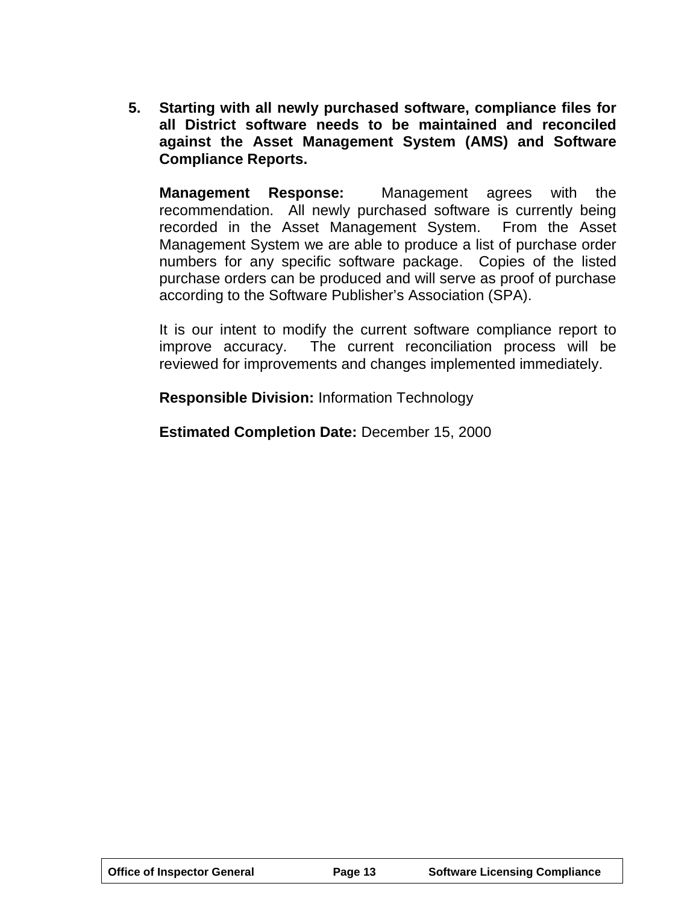5. **Starting with all newly purchased software, compliance files for all District software needs to be maintained and reconciled against the Asset Management System (AMS) and Software Compliance Reports.**

   **Management Response:** Management agrees with the recommendation. All newly purchased software is currently being recorded in the Asset Management System. From the Asset Management System we are able to produce a list of purchase order numbers for any specific software package. Copies of the listed purchase orders can be produced and will serve as proof of purchase according to the Software Publisher's Association (SPA).

   It is our intent to modify the current software compliance report to improve accuracy. The current reconciliation process will be reviewed for improvements and changes implemented immediately.

   **Responsible Division:** Information Technology

   **Estimated Completion Date:** December 15, 2000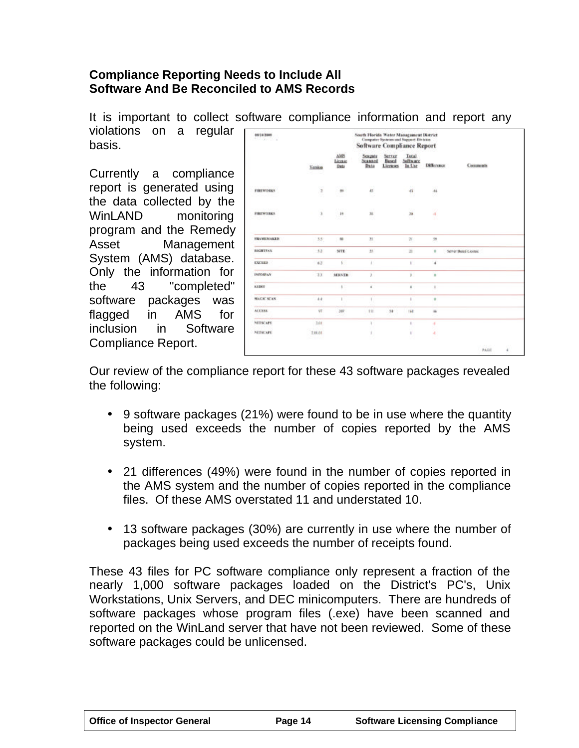**Compliance Reporting Needs to Include All Software And Be Reconciled to AMS Records**

It is important to collect software compliance information and report any violations on a regular basis.

Currently a compliance report is generated using the data collected by the WinLAND monitoring program and the Remedy Asset Management System (AMS) database. Only the information for the 43 "completed" software packages was flagged in AMS for inclusion in Software Compliance Report.

Our review of the compliance report for these 43 software packages revealed the following:

- 9 software packages (21%) were found to be in use where the quantity being used exceeds the number of copies reported by the AMS system.
- 21 differences (49%) were found in the number of copies reported in the AMS system and the number of copies reported in the compliance files. Of these AMS overstated 11 and understated 10.
- 13 software packages (30%) are currently in use where the number of packages being used exceeds the number of receipts found.

These 43 files for PC software compliance only represent a fraction of the nearly 1,000 software packages loaded on the District's PC's, Unix Workstations, Unix Servers, and DEC minicomputers. There are hundreds of software packages whose program files (.exe) have been scanned and reported on the WinLand server that have not been reviewed. Some of these software packages could be unlicensed.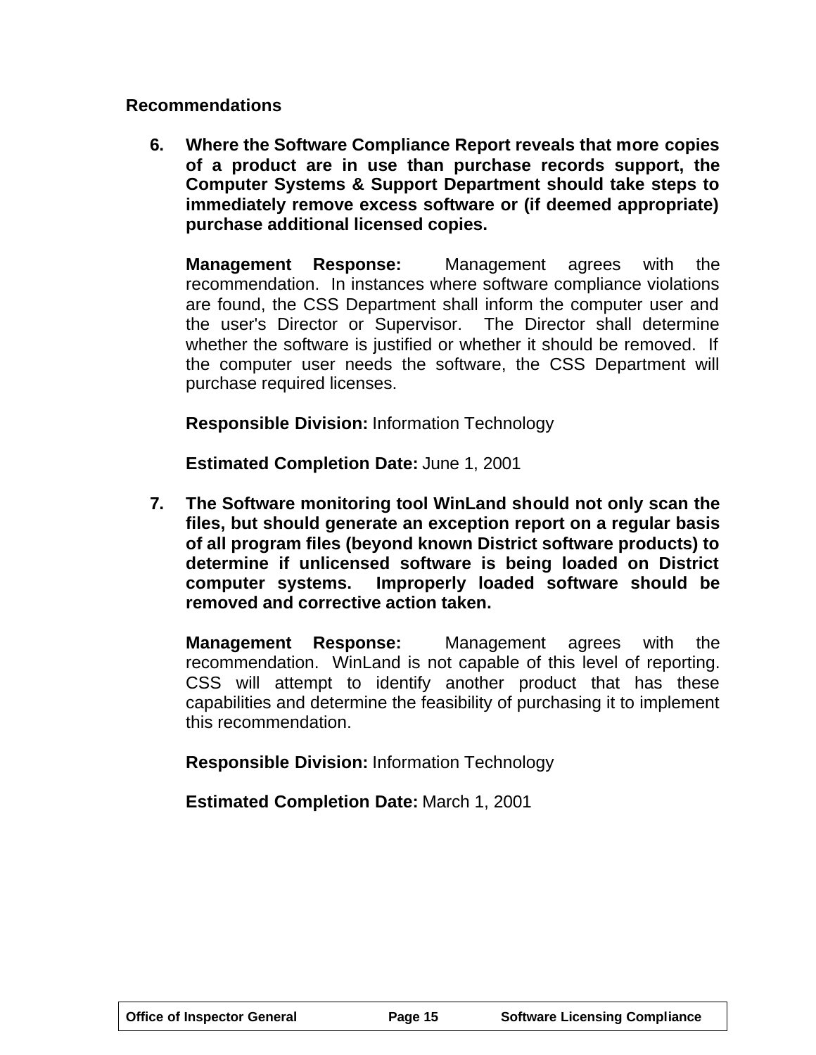## Recommendations

6. **Where the Software Compliance Report reveals that more copies of a product are in use than purchase records support, the Computer Systems & Support Department should take steps to immediately remove excess software or (if deemed appropriate) purchase additional licensed copies.**

   **Management Response:** Management agrees with the recommendation. In instances where software compliance violations are found, the CSS Department shall inform the computer user and the user's Director or Supervisor. The Director shall determine whether the software is justified or whether it should be removed. If the computer user needs the software, the CSS Department will purchase required licenses.

   **Responsible Division:** Information Technology

   **Estimated Completion Date:** June 1, 2001

7. **The Software monitoring tool WinLand should not only scan the files, but should generate an exception report on a regular basis of all program files (beyond known District software products) to determine if unlicensed software is being loaded on District computer systems. Improperly loaded software should be removed and corrective action taken.**

   **Management Response:** Management agrees with the recommendation. WinLand is not capable of this level of reporting. CSS will attempt to identify another product that has these capabilities and determine the feasibility of purchasing it to implement this recommendation.

   **Responsible Division:** Information Technology

   **Estimated Completion Date:** March 1, 2001